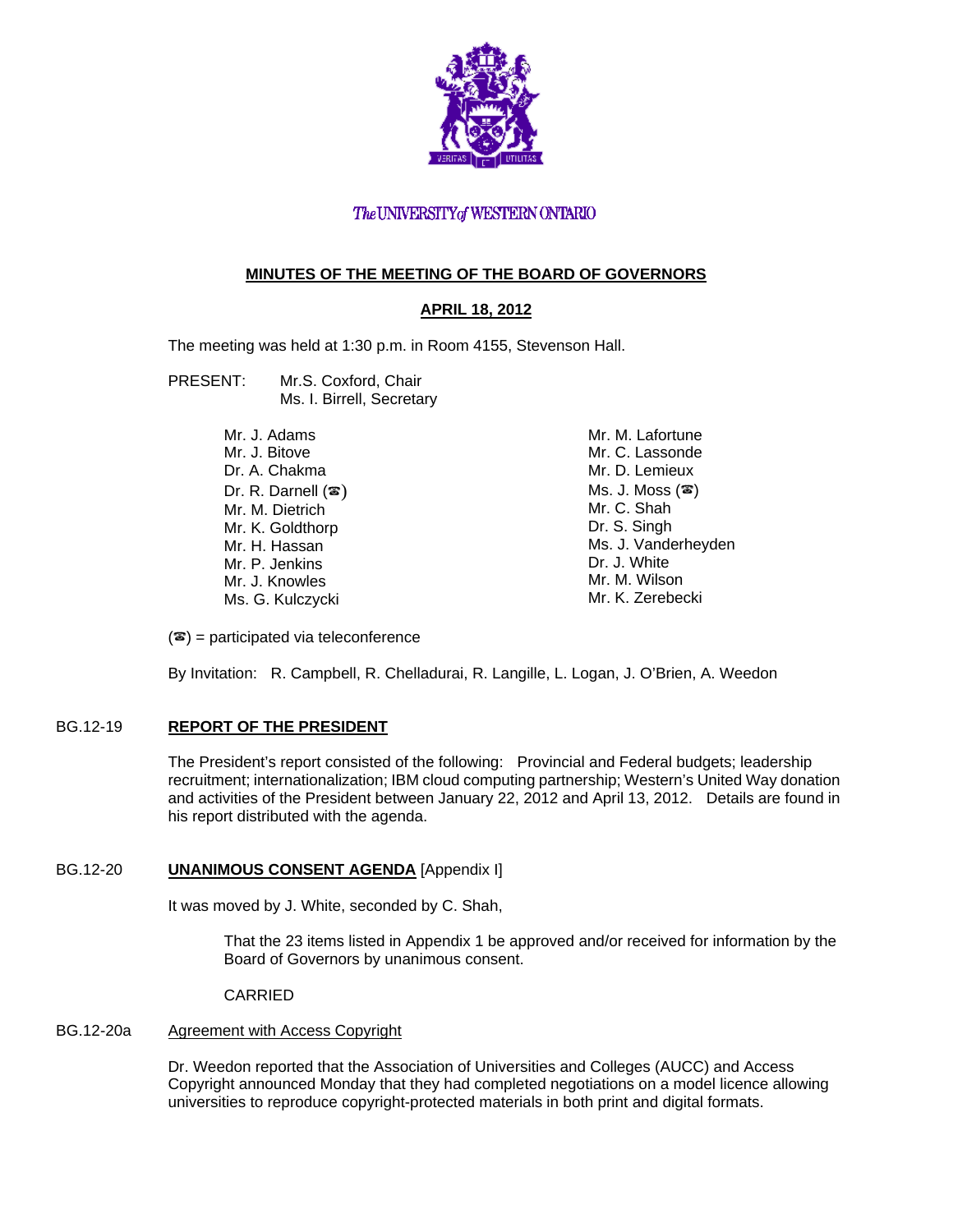The UNIVERSITY of WESTERN ONTARIO

# MINUTES OF THE MEETING OF THE BOARD OF GOVERNORS

## APRIL 18, 2012

The meeting was held at 1:30 p.m. in Room 4155, Stevenson Hall.

PRESENT: Mr.S. Coxford, Chair
Ms. I. Birrell, Secretary

Mr. J. Adams
Mr. J. Bitove
Dr. A. Chakma
Dr. R. Darnell (☎)
Mr. M. Dietrich
Mr. K. Goldthorp
Mr. H. Hassan
Mr. P. Jenkins
Mr. J. Knowles
Ms. G. Kulczycki
Mr. M. Lafortune
Mr. C. Lassonde
Mr. D. Lemieux
Ms. J. Moss (☎)
Mr. C. Shah
Dr. S. Singh
Ms. J. Vanderheyden
Dr. J. White
Mr. M. Wilson
Mr. K. Zerebecki

(☎) = participated via teleconference

By Invitation: R. Campbell, R. Chelladurai, R. Langille, L. Logan, J. O'Brien, A. Weedon

**BG.12-19 REPORT OF THE PRESIDENT**

The President's report consisted of the following: Provincial and Federal budgets; leadership recruitment; internationalization; IBM cloud computing partnership; Western's United Way donation and activities of the President between January 22, 2012 and April 13, 2012. Details are found in his report distributed with the agenda.

**BG.12-20 UNANIMOUS CONSENT AGENDA** [Appendix I]

It was moved by J. White, seconded by C. Shah,

> That the 23 items listed in Appendix 1 be approved and/or received for information by the Board of Governors by unanimous consent.
>
> CARRIED

**BG.12-20a Agreement with Access Copyright**

Dr. Weedon reported that the Association of Universities and Colleges (AUCC) and Access Copyright announced Monday that they had completed negotiations on a model licence allowing universities to reproduce copyright-protected materials in both print and digital formats.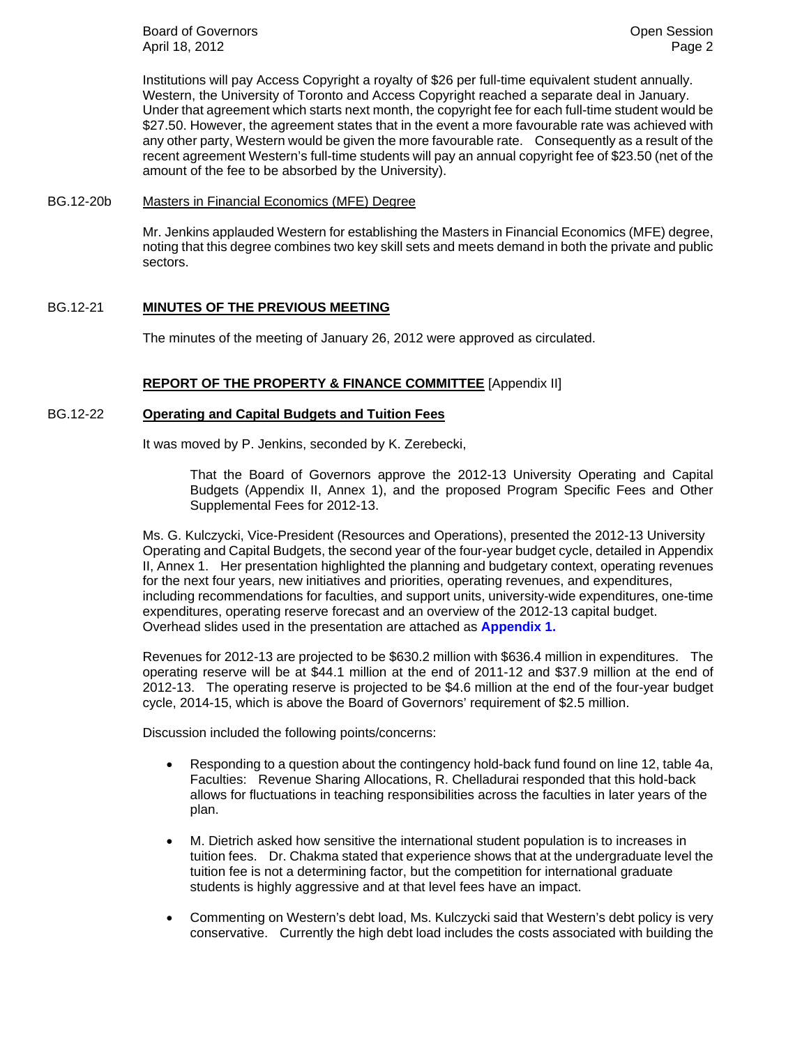Institutions will pay Access Copyright a royalty of $26 per full-time equivalent student annually. Western, the University of Toronto and Access Copyright reached a separate deal in January. Under that agreement which starts next month, the copyright fee for each full-time student would be $27.50. However, the agreement states that in the event a more favourable rate was achieved with any other party, Western would be given the more favourable rate. Consequently as a result of the recent agreement Western's full-time students will pay an annual copyright fee of $23.50 (net of the amount of the fee to be absorbed by the University).

BG.12-20b Masters in Financial Economics (MFE) Degree

Mr. Jenkins applauded Western for establishing the Masters in Financial Economics (MFE) degree, noting that this degree combines two key skill sets and meets demand in both the private and public sectors.

## BG.12-21 MINUTES OF THE PREVIOUS MEETING

The minutes of the meeting of January 26, 2012 were approved as circulated.

## REPORT OF THE PROPERTY & FINANCE COMMITTEE [Appendix II]

## BG.12-22 Operating and Capital Budgets and Tuition Fees

It was moved by P. Jenkins, seconded by K. Zerebecki,

> That the Board of Governors approve the 2012-13 University Operating and Capital Budgets (Appendix II, Annex 1), and the proposed Program Specific Fees and Other Supplemental Fees for 2012-13.

Ms. G. Kulczycki, Vice-President (Resources and Operations), presented the 2012-13 University Operating and Capital Budgets, the second year of the four-year budget cycle, detailed in Appendix II, Annex 1. Her presentation highlighted the planning and budgetary context, operating revenues for the next four years, new initiatives and priorities, operating revenues, and expenditures, including recommendations for faculties, and support units, university-wide expenditures, one-time expenditures, operating reserve forecast and an overview of the 2012-13 capital budget. Overhead slides used in the presentation are attached as **Appendix 1.**

Revenues for 2012-13 are projected to be $630.2 million with $636.4 million in expenditures. The operating reserve will be at $44.1 million at the end of 2011-12 and $37.9 million at the end of 2012-13. The operating reserve is projected to be $4.6 million at the end of the four-year budget cycle, 2014-15, which is above the Board of Governors' requirement of $2.5 million.

Discussion included the following points/concerns:

- Responding to a question about the contingency hold-back fund found on line 12, table 4a, Faculties: Revenue Sharing Allocations, R. Chelladurai responded that this hold-back allows for fluctuations in teaching responsibilities across the faculties in later years of the plan.
- M. Dietrich asked how sensitive the international student population is to increases in tuition fees. Dr. Chakma stated that experience shows that at the undergraduate level the tuition fee is not a determining factor, but the competition for international graduate students is highly aggressive and at that level fees have an impact.
- Commenting on Western's debt load, Ms. Kulczycki said that Western's debt policy is very conservative. Currently the high debt load includes the costs associated with building the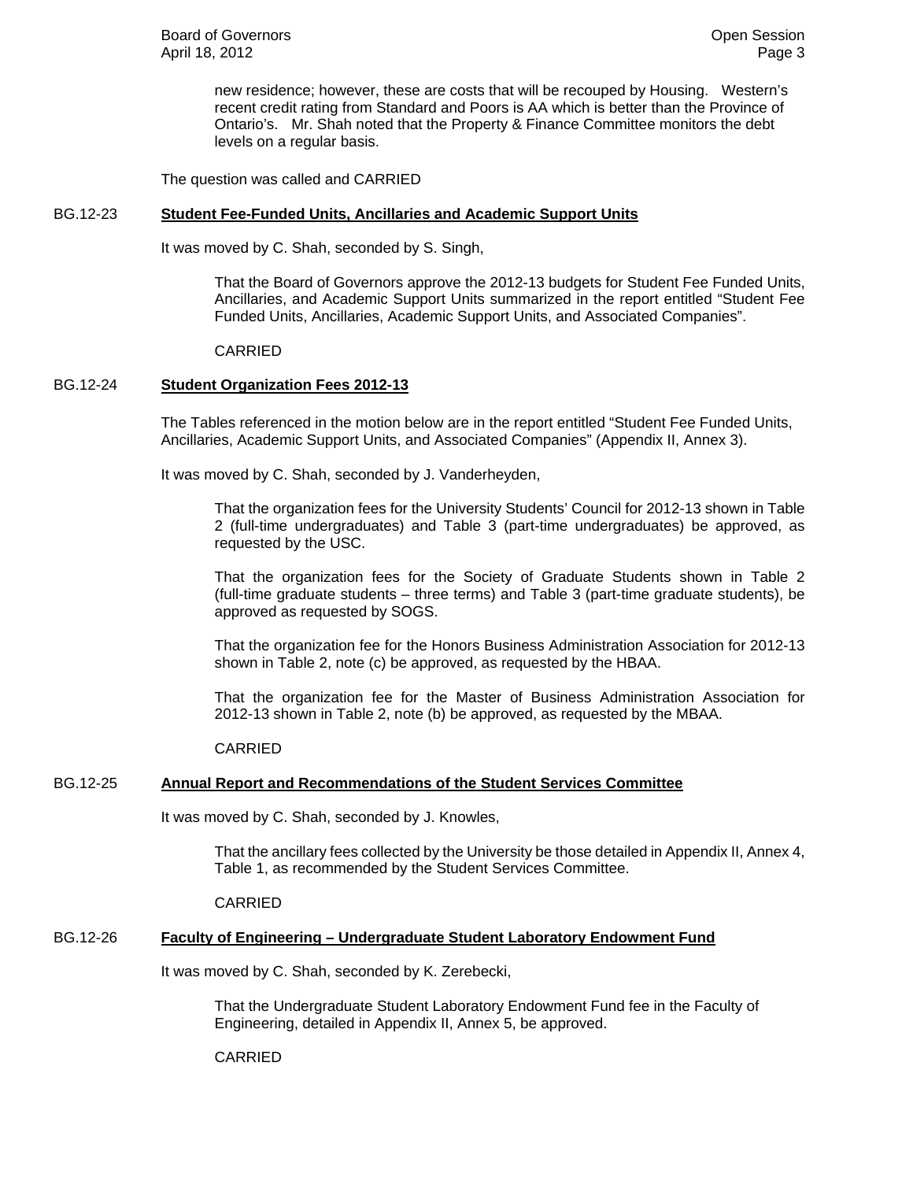new residence; however, these are costs that will be recouped by Housing. Western's recent credit rating from Standard and Poors is AA which is better than the Province of Ontario's. Mr. Shah noted that the Property & Finance Committee monitors the debt levels on a regular basis.

The question was called and CARRIED

## BG.12-23 **Student Fee-Funded Units, Ancillaries and Academic Support Units**

It was moved by C. Shah, seconded by S. Singh,

> That the Board of Governors approve the 2012-13 budgets for Student Fee Funded Units, Ancillaries, and Academic Support Units summarized in the report entitled "Student Fee Funded Units, Ancillaries, Academic Support Units, and Associated Companies".
>
> CARRIED

## BG.12-24 **Student Organization Fees 2012-13**

The Tables referenced in the motion below are in the report entitled "Student Fee Funded Units, Ancillaries, Academic Support Units, and Associated Companies" (Appendix II, Annex 3).

It was moved by C. Shah, seconded by J. Vanderheyden,

> That the organization fees for the University Students' Council for 2012-13 shown in Table 2 (full-time undergraduates) and Table 3 (part-time undergraduates) be approved, as requested by the USC.
>
> That the organization fees for the Society of Graduate Students shown in Table 2 (full-time graduate students – three terms) and Table 3 (part-time graduate students), be approved as requested by SOGS.
>
> That the organization fee for the Honors Business Administration Association for 2012-13 shown in Table 2, note (c) be approved, as requested by the HBAA.
>
> That the organization fee for the Master of Business Administration Association for 2012-13 shown in Table 2, note (b) be approved, as requested by the MBAA.
>
> CARRIED

## BG.12-25 **Annual Report and Recommendations of the Student Services Committee**

It was moved by C. Shah, seconded by J. Knowles,

> That the ancillary fees collected by the University be those detailed in Appendix II, Annex 4, Table 1, as recommended by the Student Services Committee.
>
> CARRIED

## BG.12-26 **Faculty of Engineering – Undergraduate Student Laboratory Endowment Fund**

It was moved by C. Shah, seconded by K. Zerebecki,

> That the Undergraduate Student Laboratory Endowment Fund fee in the Faculty of Engineering, detailed in Appendix II, Annex 5, be approved.
>
> CARRIED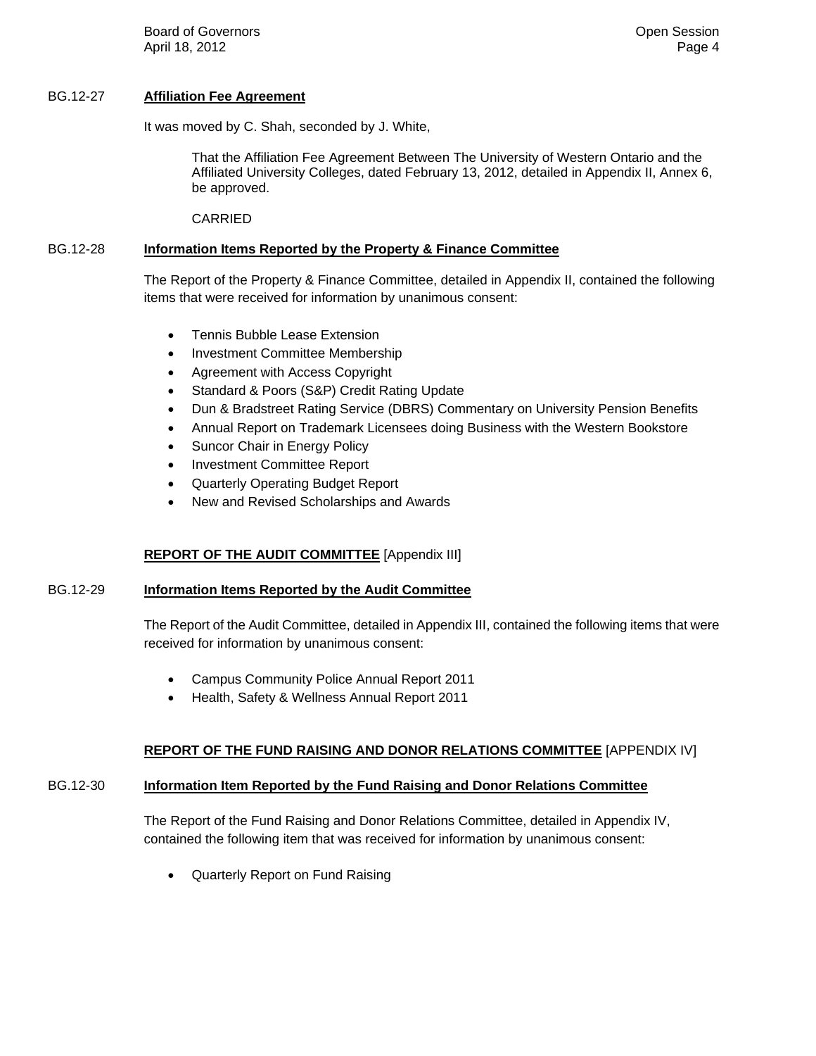BG.12-27 **Affiliation Fee Agreement**

It was moved by C. Shah, seconded by J. White,

> That the Affiliation Fee Agreement Between The University of Western Ontario and the Affiliated University Colleges, dated February 13, 2012, detailed in Appendix II, Annex 6, be approved.
>
> CARRIED

BG.12-28 **Information Items Reported by the Property & Finance Committee**

The Report of the Property & Finance Committee, detailed in Appendix II, contained the following items that were received for information by unanimous consent:

- Tennis Bubble Lease Extension
- Investment Committee Membership
- Agreement with Access Copyright
- Standard & Poors (S&P) Credit Rating Update
- Dun & Bradstreet Rating Service (DBRS) Commentary on University Pension Benefits
- Annual Report on Trademark Licensees doing Business with the Western Bookstore
- Suncor Chair in Energy Policy
- Investment Committee Report
- Quarterly Operating Budget Report
- New and Revised Scholarships and Awards

## REPORT OF THE AUDIT COMMITTEE [Appendix III]

BG.12-29 **Information Items Reported by the Audit Committee**

The Report of the Audit Committee, detailed in Appendix III, contained the following items that were received for information by unanimous consent:

- Campus Community Police Annual Report 2011
- Health, Safety & Wellness Annual Report 2011

## REPORT OF THE FUND RAISING AND DONOR RELATIONS COMMITTEE [APPENDIX IV]

BG.12-30 **Information Item Reported by the Fund Raising and Donor Relations Committee**

The Report of the Fund Raising and Donor Relations Committee, detailed in Appendix IV, contained the following item that was received for information by unanimous consent:

- Quarterly Report on Fund Raising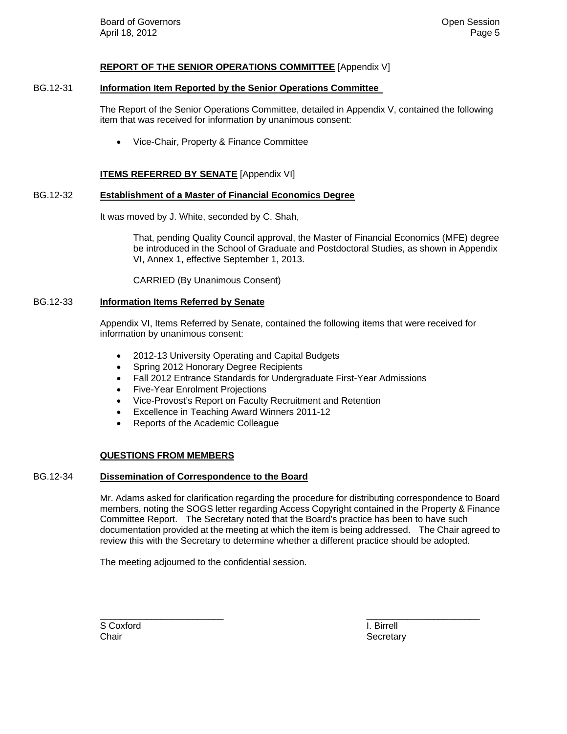## REPORT OF THE SENIOR OPERATIONS COMMITTEE [Appendix V]

BG.12-31 **Information Item Reported by the Senior Operations Committee**

The Report of the Senior Operations Committee, detailed in Appendix V, contained the following item that was received for information by unanimous consent:

- Vice-Chair, Property & Finance Committee

## ITEMS REFERRED BY SENATE [Appendix VI]

BG.12-32 **Establishment of a Master of Financial Economics Degree**

It was moved by J. White, seconded by C. Shah,

> That, pending Quality Council approval, the Master of Financial Economics (MFE) degree be introduced in the School of Graduate and Postdoctoral Studies, as shown in Appendix VI, Annex 1, effective September 1, 2013.
>
> CARRIED (By Unanimous Consent)

BG.12-33 **Information Items Referred by Senate**

Appendix VI, Items Referred by Senate, contained the following items that were received for information by unanimous consent:

- 2012-13 University Operating and Capital Budgets
- Spring 2012 Honorary Degree Recipients
- Fall 2012 Entrance Standards for Undergraduate First-Year Admissions
- Five-Year Enrolment Projections
- Vice-Provost's Report on Faculty Recruitment and Retention
- Excellence in Teaching Award Winners 2011-12
- Reports of the Academic Colleague

## QUESTIONS FROM MEMBERS

BG.12-34 **Dissemination of Correspondence to the Board**

Mr. Adams asked for clarification regarding the procedure for distributing correspondence to Board members, noting the SOGS letter regarding Access Copyright contained in the Property & Finance Committee Report. The Secretary noted that the Board's practice has been to have such documentation provided at the meeting at which the item is being addressed. The Chair agreed to review this with the Secretary to determine whether a different practice should be adopted.

The meeting adjourned to the confidential session.

| \_\_\_\_\_\_\_\_\_\_\_\_\_\_\_\_\_\_\_\_\_\_\_\_ | \_\_\_\_\_\_\_\_\_\_\_\_\_\_\_\_\_\_\_\_\_\_\_\_ |
| --- | --- |
| S Coxford | I. Birrell |
| Chair | Secretary |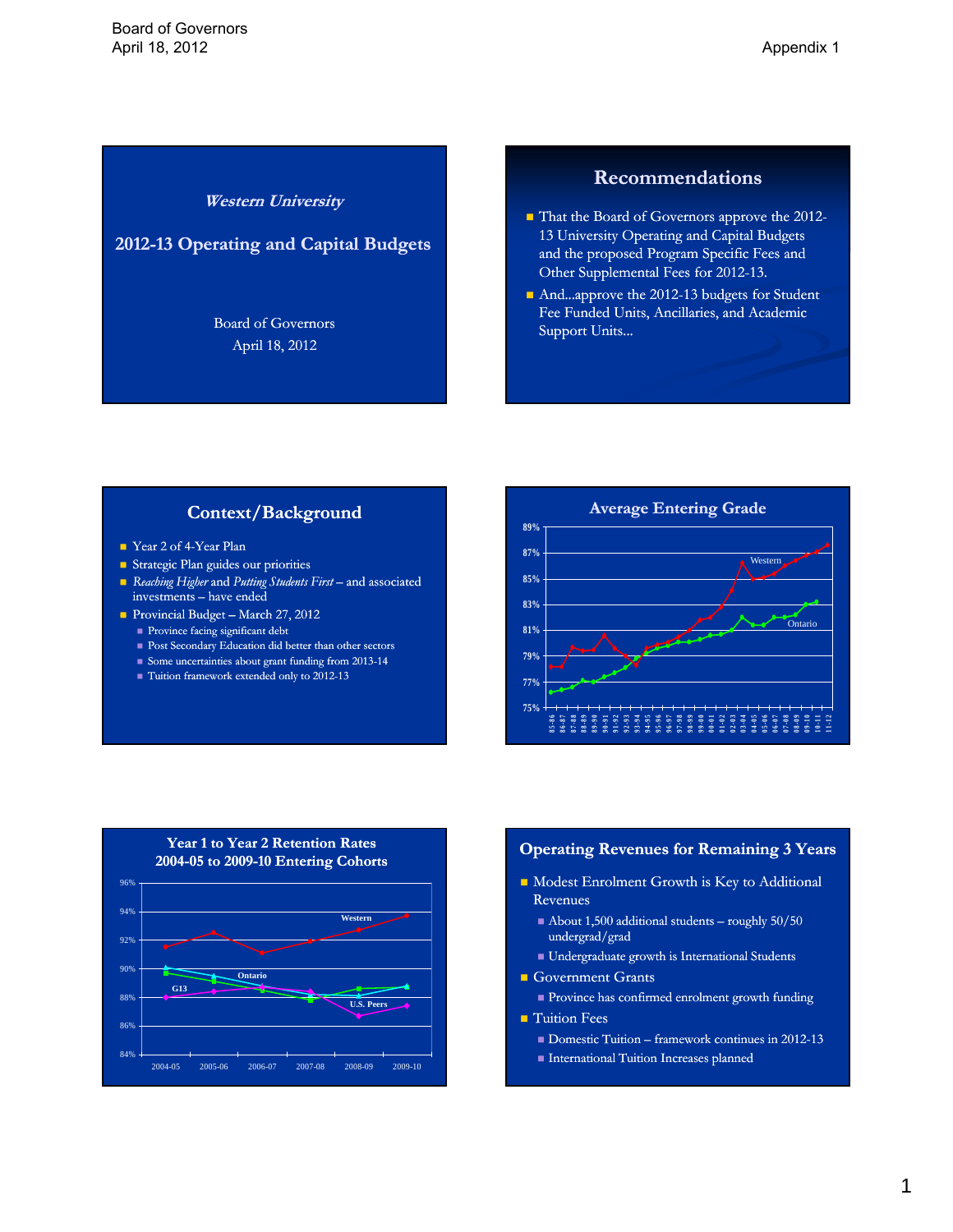Board of Governors
April 18, 2012

Appendix 1

## *Western University*

## 2012-13 Operating and Capital Budgets

Board of Governors
April 18, 2012

## Recommendations

- That the Board of Governors approve the 2012-13 University Operating and Capital Budgets and the proposed Program Specific Fees and Other Supplemental Fees for 2012-13.
- And…approve the 2012-13 budgets for Student Fee Funded Units, Ancillaries, and Academic Support Units…

## Context/Background

- Year 2 of 4-Year Plan
- Strategic Plan guides our priorities
- *Reaching Higher* and *Putting Students First* – and associated investments – have ended
- Provincial Budget – March 27, 2012
  - Province facing significant debt
  - Post Secondary Education did better than other sectors
  - Some uncertainties about grant funding from 2013-14
  - Tuition framework extended only to 2012-13

## Average Entering Grade

(Chart: Western and Ontario average entering grades, 85-86 to 11-12; y-axis 75% to 89%)

## Year 1 to Year 2 Retention Rates 2004-05 to 2009-10 Entering Cohorts

(Chart: Western, Ontario, G13, U.S. Peers; 2004-05 to 2009-10; y-axis 84% to 96%)

## Operating Revenues for Remaining 3 Years

- Modest Enrolment Growth is Key to Additional Revenues
  - About 1,500 additional students – roughly 50/50 undergrad/grad
  - Undergraduate growth is International Students
- Government Grants
  - Province has confirmed enrolment growth funding
- Tuition Fees
  - Domestic Tuition – framework continues in 2012-13
  - International Tuition Increases planned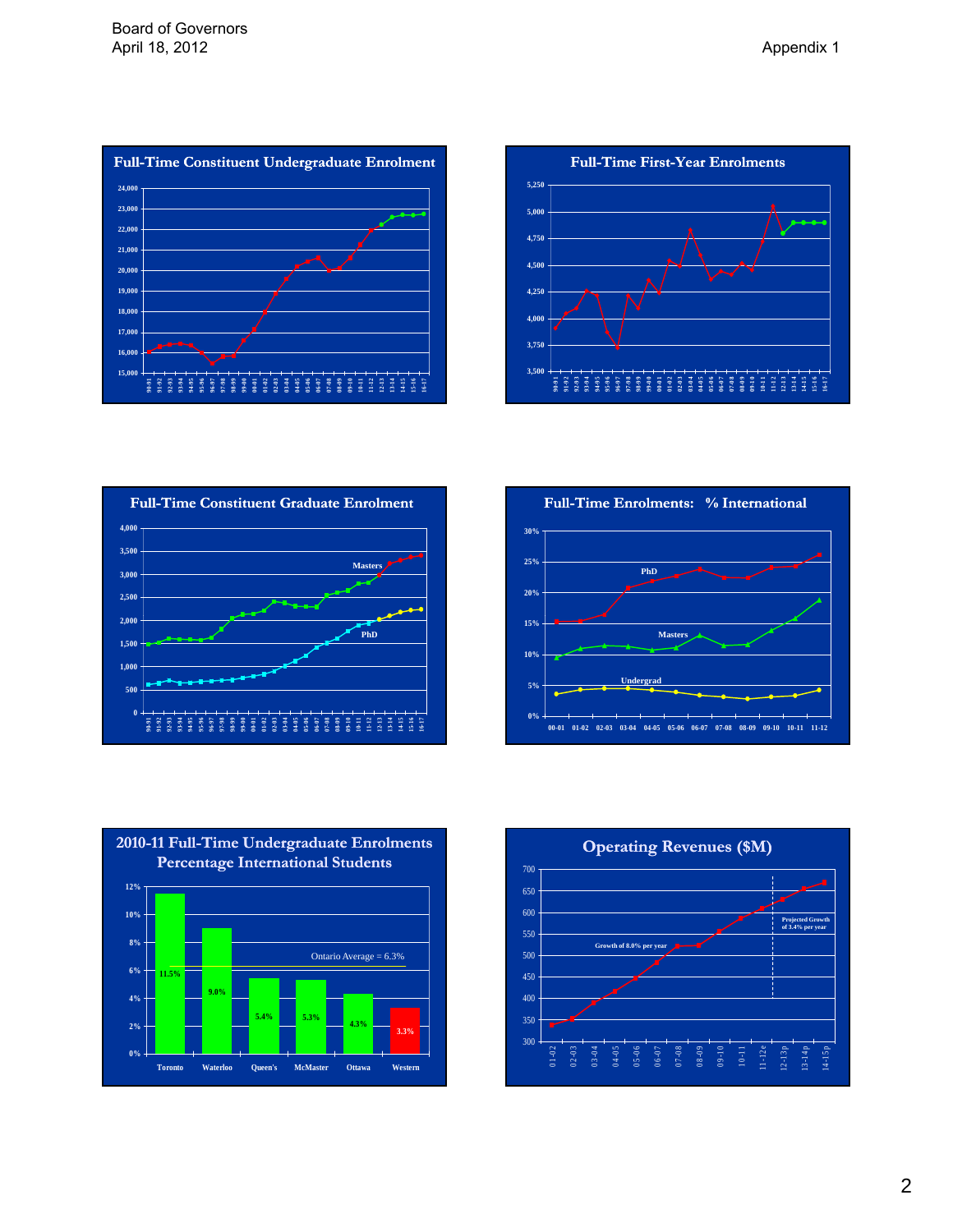Board of Governors
April 18, 2012

Appendix 1

### Full-Time Constituent Undergraduate Enrolment

### Full-Time First-Year Enrolments

### Full-Time Constituent Graduate Enrolment

### Full-Time Enrolments: % International

### 2010-11 Full-Time Undergraduate Enrolments Percentage International Students

| Institution | % International |
|---|---|
| Toronto | 11.5% |
| Waterloo | 9.0% |
| Queen's | 5.4% |
| McMaster | 5.3% |
| Ottawa | 4.3% |
| Western | 3.3% |

Ontario Average = 6.3%

### Operating Revenues ($M)

Growth of 8.0% per year

Projected Growth of 3.4% per year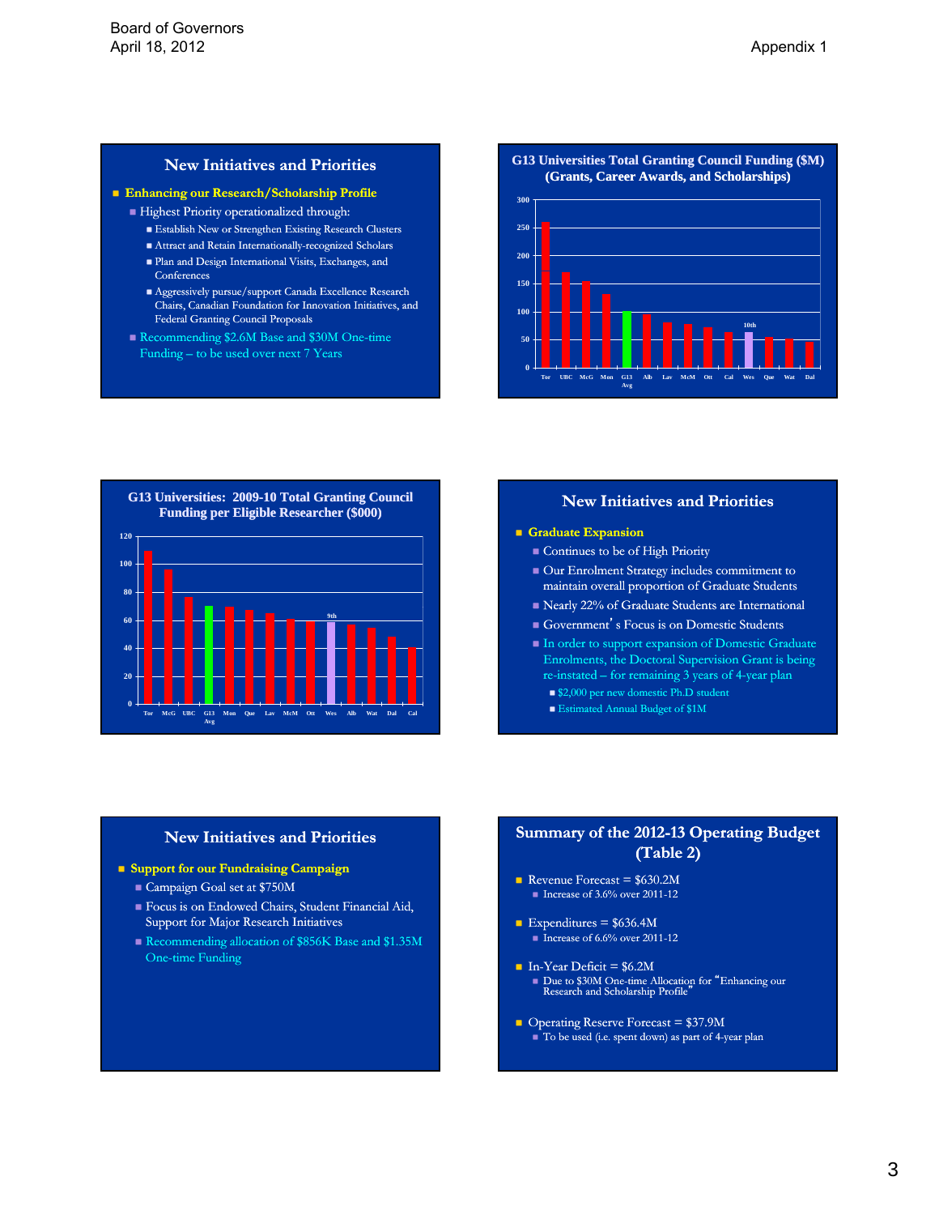Board of Governors
April 18, 2012

Appendix 1

## New Initiatives and Priorities

- **Enhancing our Research/Scholarship Profile**
  - Highest Priority operationalized through:
    - Establish New or Strengthen Existing Research Clusters
    - Attract and Retain Internationally-recognized Scholars
    - Plan and Design International Visits, Exchanges, and Conferences
    - Aggressively pursue/support Canada Excellence Research Chairs, Canadian Foundation for Innovation Initiatives, and Federal Granting Council Proposals
  - Recommending \$2.6M Base and \$30M One-time Funding – to be used over next 7 Years

## G13 Universities Total Granting Council Funding (\$M) (Grants, Career Awards, and Scholarships)

Bar chart, y-axis 0–300. Universities in order: Tor, UBC, McG, Mon, G13 Avg, Alb, Lav, McM, Ott, Cal, Wes (10th), Que, Wat, Dal

## G13 Universities: 2009-10 Total Granting Council Funding per Eligible Researcher (\$000)

Bar chart, y-axis 0–120. Universities in order: Tor, McG, UBC, G13 Avg, Mon, Que, Lav, McM, Ott, Wes (9th), Alb, Wat, Dal, Cal

## New Initiatives and Priorities

- **Graduate Expansion**
  - Continues to be of High Priority
  - Our Enrolment Strategy includes commitment to maintain overall proportion of Graduate Students
  - Nearly 22% of Graduate Students are International
  - Government's Focus is on Domestic Students
  - In order to support expansion of Domestic Graduate Enrolments, the Doctoral Supervision Grant is being re-instated – for remaining 3 years of 4-year plan
    - \$2,000 per new domestic Ph.D student
    - Estimated Annual Budget of \$1M

## New Initiatives and Priorities

- **Support for our Fundraising Campaign**
  - Campaign Goal set at \$750M
  - Focus is on Endowed Chairs, Student Financial Aid, Support for Major Research Initiatives
  - Recommending allocation of \$856K Base and \$1.35M One-time Funding

## Summary of the 2012-13 Operating Budget (Table 2)

- Revenue Forecast = \$630.2M
  - Increase of 3.6% over 2011-12
- Expenditures = \$636.4M
  - Increase of 6.6% over 2011-12
- In-Year Deficit = \$6.2M
  - Due to \$30M One-time Allocation for "Enhancing our Research and Scholarship Profile"
- Operating Reserve Forecast = \$37.9M
  - To be used (i.e. spent down) as part of 4-year plan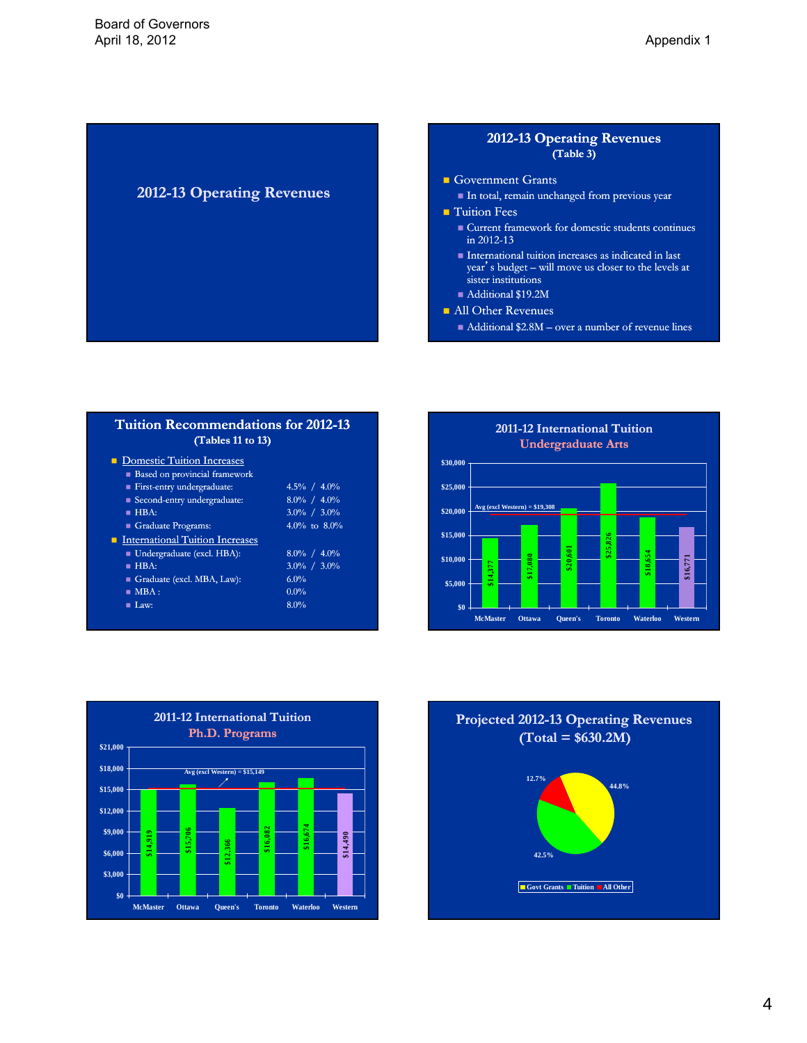## 2012-13 Operating Revenues

## 2012-13 Operating Revenues
(Table 3)

- Government Grants
  - In total, remain unchanged from previous year
- Tuition Fees
  - Current framework for domestic students continues in 2012-13
  - International tuition increases as indicated in last year's budget – will move us closer to the levels at sister institutions
  - Additional $19.2M
- All Other Revenues
  - Additional $2.8M – over a number of revenue lines

## Tuition Recommendations for 2012-13
(Tables 11 to 13)

- Domestic Tuition Increases
  - Based on provincial framework
  - First-entry undergraduate: 4.5% / 4.0%
  - Second-entry undergraduate: 8.0% / 4.0%
  - HBA: 3.0% / 3.0%
  - Graduate Programs: 4.0% to 8.0%
- International Tuition Increases
  - Undergraduate (excl. HBA): 8.0% / 4.0%
  - HBA: 3.0% / 3.0%
  - Graduate (excl. MBA, Law): 6.0%
  - MBA : 0.0%
  - Law: 8.0%

## 2011-12 International Tuition
Undergraduate Arts

Avg (excl Western) = $19,308

| McMaster | Ottawa | Queen's | Toronto | Waterloo | Western |
|---|---|---|---|---|---|
| $14,377 | $17,080 | $20,601 | $25,826 | $18,654 | $16,771 |

## 2011-12 International Tuition
Ph.D. Programs

Avg (excl Western) = $15,149

| McMaster | Ottawa | Queen's | Toronto | Waterloo | Western |
|---|---|---|---|---|---|
| $14,919 | $15,706 | $12,366 | $16,082 | $16,674 | $14,490 |

## Projected 2012-13 Operating Revenues
(Total = $630.2M)

| Govt Grants | Tuition | All Other |
|---|---|---|
| 44.8% | 42.5% | 12.7% |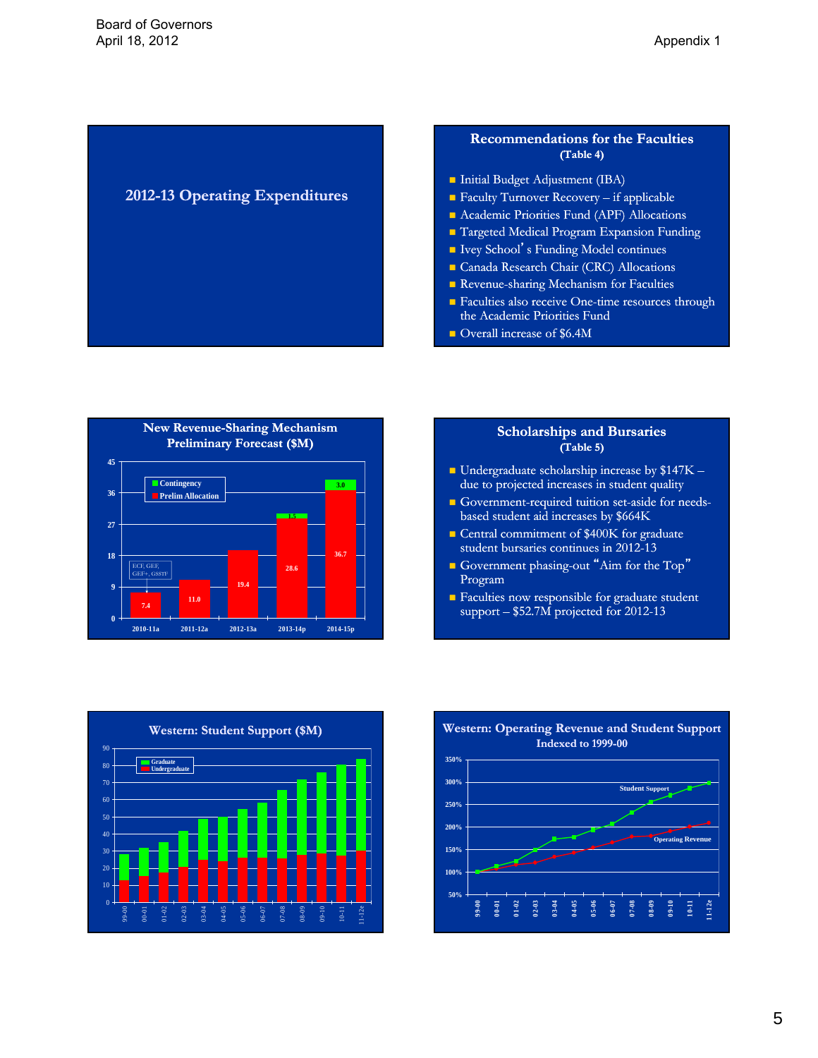## 2012-13 Operating Expenditures

## Recommendations for the Faculties
**(Table 4)**

- Initial Budget Adjustment (IBA)
- Faculty Turnover Recovery – if applicable
- Academic Priorities Fund (APF) Allocations
- Targeted Medical Program Expansion Funding
- Ivey School's Funding Model continues
- Canada Research Chair (CRC) Allocations
- Revenue-sharing Mechanism for Faculties
- Faculties also receive One-time resources through the Academic Priorities Fund
- Overall increase of $6.4M

## New Revenue-Sharing Mechanism Preliminary Forecast ($M)

| | 2010-11a | 2011-12a | 2012-13a | 2013-14p | 2014-15p |
|---|---|---|---|---|---|
| Prelim Allocation | 7.4 | 11.0 | 19.4 | 28.6 | 36.7 |
| Contingency | | | | 1.5 | 3.0 |

Note: ECF, GEF, GEF+, GSSTF

## Scholarships and Bursaries
**(Table 5)**

- Undergraduate scholarship increase by $147K – due to projected increases in student quality
- Government-required tuition set-aside for needs-based student aid increases by $664K
- Central commitment of $400K for graduate student bursaries continues in 2012-13
- Government phasing-out "Aim for the Top" Program
- Faculties now responsible for graduate student support – $52.7M projected for 2012-13

## Western: Student Support ($M)

Legend: Graduate, Undergraduate

Years: 99-00, 00-01, 01-02, 02-03, 03-04, 04-05, 05-06, 06-07, 07-08, 08-09, 09-10, 10-11, 11-12e

## Western: Operating Revenue and Student Support Indexed to 1999-00

Series: Student Support, Operating Revenue

Years: 99-00, 00-01, 01-02, 02-03, 03-04, 04-05, 05-06, 06-07, 07-08, 08-09, 09-10, 10-11, 11-12e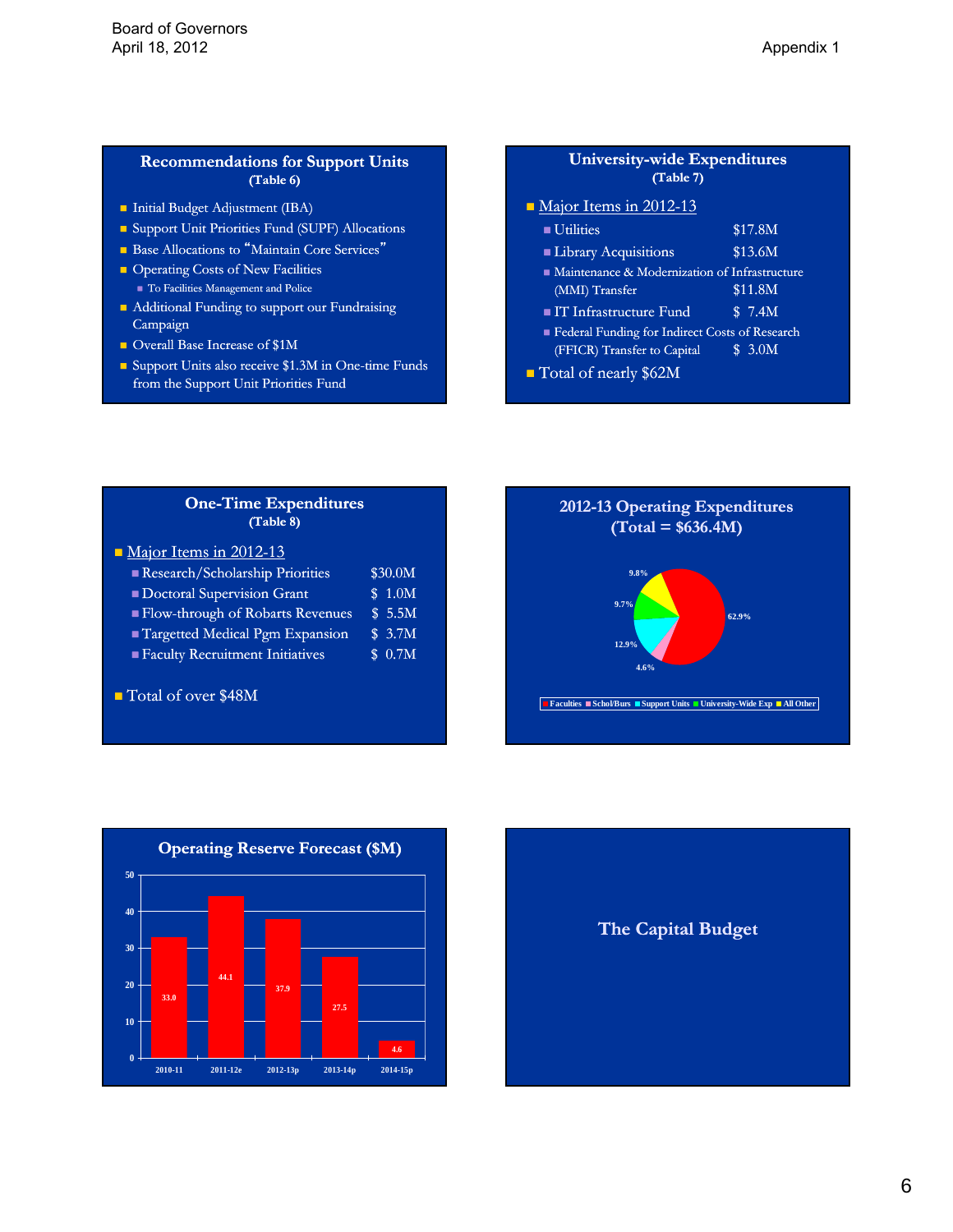## Recommendations for Support Units
**(Table 6)**

- Initial Budget Adjustment (IBA)
- Support Unit Priorities Fund (SUPF) Allocations
- Base Allocations to "Maintain Core Services"
- Operating Costs of New Facilities
  - To Facilities Management and Police
- Additional Funding to support our Fundraising Campaign
- Overall Base Increase of $1M
- Support Units also receive $1.3M in One-time Funds from the Support Unit Priorities Fund

## University-wide Expenditures
**(Table 7)**

- Major Items in 2012-13
  - Utilities $17.8M
  - Library Acquisitions $13.6M
  - Maintenance & Modernization of Infrastructure (MMI) Transfer $11.8M
  - IT Infrastructure Fund $ 7.4M
  - Federal Funding for Indirect Costs of Research (FFICR) Transfer to Capital $ 3.0M
- Total of nearly $62M

## One-Time Expenditures
**(Table 8)**

- Major Items in 2012-13
  - Research/Scholarship Priorities $30.0M
  - Doctoral Supervision Grant $ 1.0M
  - Flow-through of Robarts Revenues $ 5.5M
  - Targetted Medical Pgm Expansion $ 3.7M
  - Faculty Recruitment Initiatives $ 0.7M
- Total of over $48M

## 2012-13 Operating Expenditures (Total = $636.4M)

| Category | Share |
| --- | --- |
| Faculties | 62.9% |
| Schol/Burs | 4.6% |
| Support Units | 12.9% |
| University-Wide Exp | 9.7% |
| All Other | 9.8% |

## Operating Reserve Forecast ($M)

| Year | Reserve ($M) |
| --- | --- |
| 2010-11 | 33.0 |
| 2011-12e | 44.1 |
| 2012-13p | 37.9 |
| 2013-14p | 27.5 |
| 2014-15p | 4.6 |

## The Capital Budget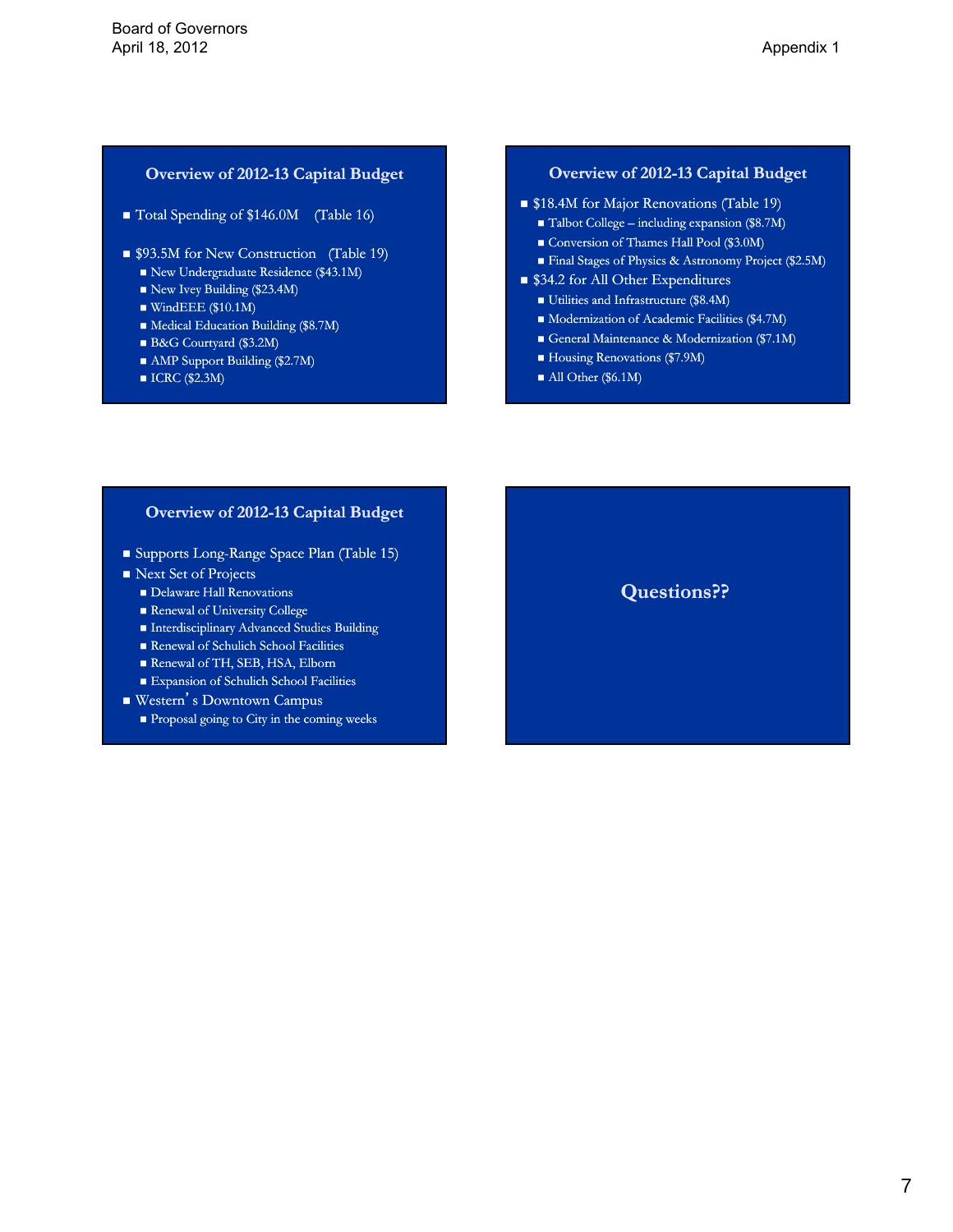Board of Governors
April 18, 2012

Appendix 1

## Overview of 2012-13 Capital Budget

- Total Spending of $146.0M (Table 16)
- $93.5M for New Construction (Table 19)
  - New Undergraduate Residence ($43.1M)
  - New Ivey Building ($23.4M)
  - WindEEE ($10.1M)
  - Medical Education Building ($8.7M)
  - B&G Courtyard ($3.2M)
  - AMP Support Building ($2.7M)
  - ICRC ($2.3M)

## Overview of 2012-13 Capital Budget

- $18.4M for Major Renovations (Table 19)
  - Talbot College – including expansion ($8.7M)
  - Conversion of Thames Hall Pool ($3.0M)
  - Final Stages of Physics & Astronomy Project ($2.5M)
- $34.2 for All Other Expenditures
  - Utilities and Infrastructure ($8.4M)
  - Modernization of Academic Facilities ($4.7M)
  - General Maintenance & Modernization ($7.1M)
  - Housing Renovations ($7.9M)
  - All Other ($6.1M)

## Overview of 2012-13 Capital Budget

- Supports Long-Range Space Plan (Table 15)
- Next Set of Projects
  - Delaware Hall Renovations
  - Renewal of University College
  - Interdisciplinary Advanced Studies Building
  - Renewal of Schulich School Facilities
  - Renewal of TH, SEB, HSA, Elborn
  - Expansion of Schulich School Facilities
- Western's Downtown Campus
  - Proposal going to City in the coming weeks

## Questions??